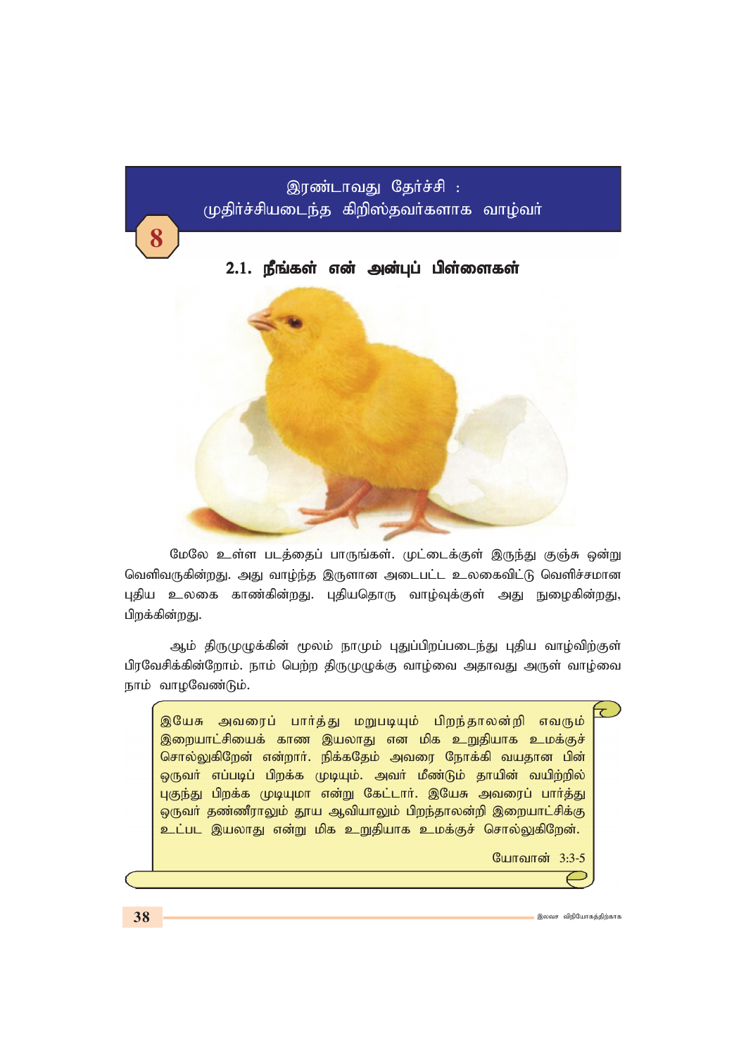# 8 இரண்டாவது தேர்ச்சி : முதிர்ச்சியடைந்த கிறிஸ்தவர்களாக வாழ்வர்

## 2.1. நீங்கள் என் அன்புப் பிள்ளைகள்

மேலே உள்ள படத்தைப் பாருங்கள். முட்டைக்குள் இருந்து குஞ்சு ஒன்று வெளிவருகின்றது. அது வாழ்ந்த இருளான அடைபட்ட உலகைவிட்டு வெளிச்சமான புதிய உலகை காண்கின்றது. புதியதொரு வாழ்வுக்குள் அது நுழைகின்றது, பிறக்கின்றது.

ஆம் திருமுழுக்கின் மூலம் நாமும் புதுப்பிறப்படைந்து புதிய வாழ்விற்குள் பிரவேசிக்கின்றோம். நாம் பெற்ற திருமுழுக்கு வாழ்வை அதாவது அருள் வாழ்வை நாம் வாழவேண்டும்.

> இயேசு அவரைப் பார்த்து மறுபடியும் பிறந்தாலன்றி எவரும் இறையாட்சியைக் காண இயலாது என மிக உறுதியாக உமக்குச் சொல்லுகிறேன் என்றார். நிக்கதேம் அவரை நோக்கி வயதான பின் ஒருவர் எப்படிப் பிறக்க முடியும். அவர் மீண்டும் தாயின் வயிற்றில் புகுந்து பிறக்க முடியுமா என்று கேட்டார். இயேசு அவரைப் பார்த்து ஒருவர் தண்ணீராலும் தூய ஆவியாலும் பிறந்தாலன்றி இறையாட்சிக்கு உட்பட இயலாது என்று மிக உறுதியாக உமக்குச் சொல்லுகிறேன்.
>
> யோவான் 3:3-5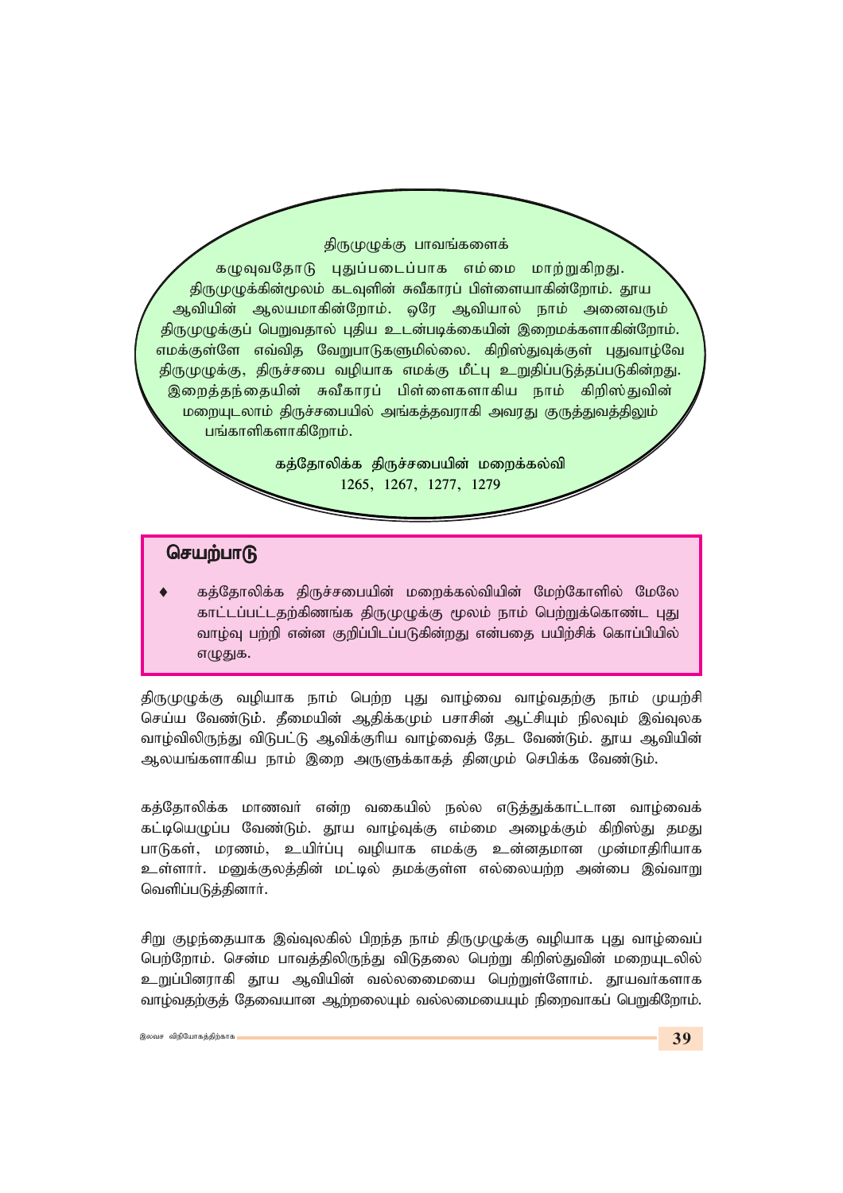திருமுழுக்கு பாவங்களைக் கழுவுவதோடு புதுப்படைப்பாக எம்மை மாற்றுகிறது. திருமுழுக்கின்மூலம் கடவுளின் சுவீகாரப் பிள்ளையாகின்றோம். தூய ஆவியின் ஆலயமாகின்றோம். ஒரே ஆவியால் நாம் அனைவரும் திருமுழுக்குப் பெறுவதால் புதிய உடன்படிக்கையின் இறைமக்களாகின்றோம். எமக்குள்ளே எவ்வித வேறுபாடுகளுமில்லை. கிறிஸ்துவுக்குள் புதுவாழ்வே திருமுழுக்கு, திருச்சபை வழியாக எமக்கு மீட்பு உறுதிப்படுத்தப்படுகின்றது. இறைத்தந்தையின் சுவீகாரப் பிள்ளைகளாகிய நாம் கிறிஸ்துவின் மறையுடலாம் திருச்சபையில் அங்கத்தவராகி அவரது குருத்துவத்திலும் பங்காளிகளாகிறோம்.

கத்தோலிக்க திருச்சபையின் மறைக்கல்வி
1265, 1267, 1277, 1279

## செயற்பாடு

- கத்தோலிக்க திருச்சபையின் மறைக்கல்வியின் மேற்கோளில் மேலே காட்டப்பட்டதற்கிணங்க திருமுழுக்கு மூலம் நாம் பெற்றுக்கொண்ட புது வாழ்வு பற்றி என்ன குறிப்பிடப்படுகின்றது என்பதை பயிற்சிக் கொப்பியில் எழுதுக.

திருமுழுக்கு வழியாக நாம் பெற்ற புது வாழ்வை வாழ்வதற்கு நாம் முயற்சி செய்ய வேண்டும். தீமையின் ஆதிக்கமும் பசாசின் ஆட்சியும் நிலவும் இவ்வுலக வாழ்விலிருந்து விடுபட்டு ஆவிக்குரிய வாழ்வைத் தேட வேண்டும். தூய ஆவியின் ஆலயங்களாகிய நாம் இறை அருளுக்காகத் தினமும் செபிக்க வேண்டும்.

கத்தோலிக்க மாணவர் என்ற வகையில் நல்ல எடுத்துக்காட்டான வாழ்வைக் கட்டியெழுப்ப வேண்டும். தூய வாழ்வுக்கு எம்மை அழைக்கும் கிறிஸ்து தமது பாடுகள், மரணம், உயிர்ப்பு வழியாக எமக்கு உன்னதமான முன்மாதிரியாக உள்ளார். மனுக்குலத்தின் மட்டில் தமக்குள்ள எல்லையற்ற அன்பை இவ்வாறு வெளிப்படுத்தினார்.

சிறு குழந்தையாக இவ்வுலகில் பிறந்த நாம் திருமுழுக்கு வழியாக புது வாழ்வைப் பெற்றோம். சென்ம பாவத்திலிருந்து விடுதலை பெற்று கிறிஸ்துவின் மறையுடலில் உறுப்பினராகி தூய ஆவியின் வல்லமையை பெற்றுள்ளோம். தூயவர்களாக வாழ்வதற்குத் தேவையான ஆற்றலையும் வல்லமையையும் நிறைவாகப் பெறுகிறோம்.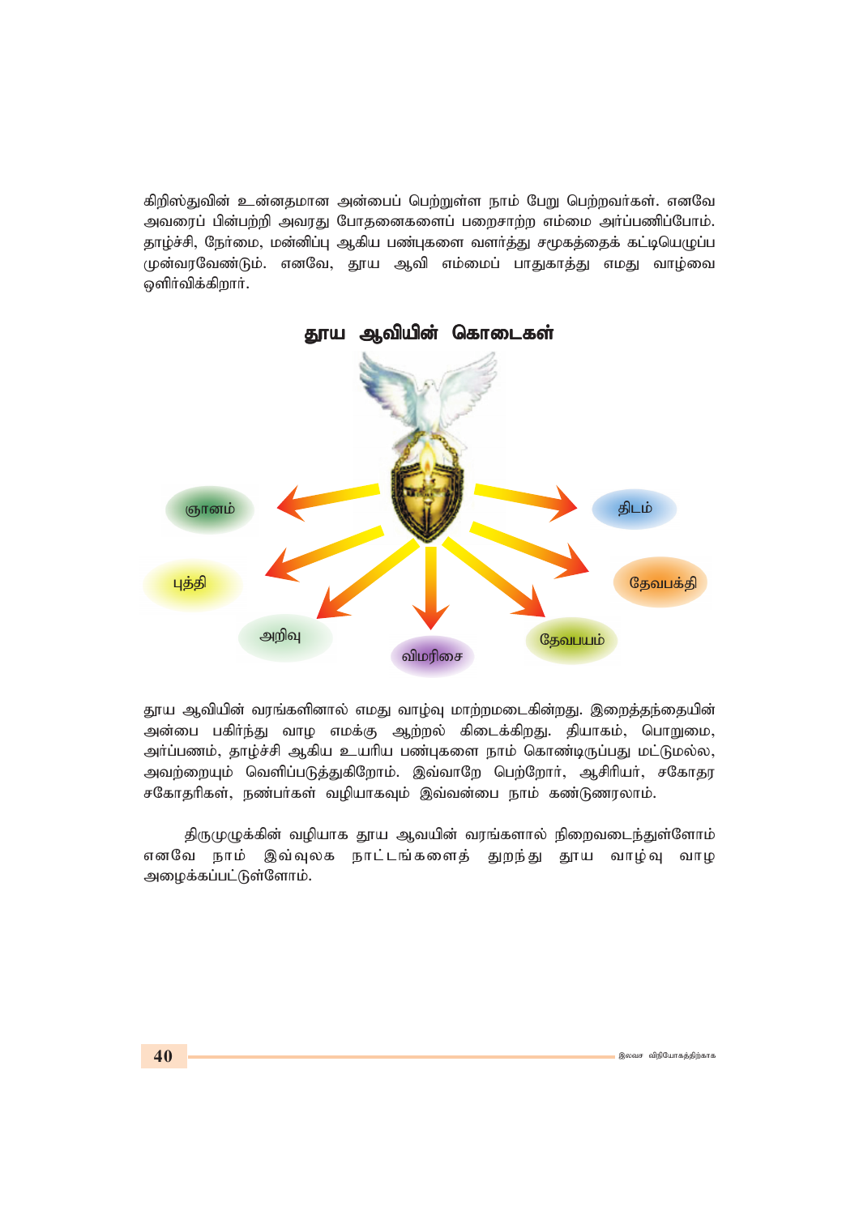கிறிஸ்துவின் உன்னதமான அன்பைப் பெற்றுள்ள நாம் பேறு பெற்றவர்கள். எனவே அவரைப் பின்பற்றி அவரது போதனைகளைப் பறைசாற்ற எம்மை அர்ப்பணிப்போம். தாழ்ச்சி, நேர்மை, மன்னிப்பு ஆகிய பண்புகளை வளர்த்து சமூகத்தைக் கட்டியெழுப்ப முன்வரவேண்டும். எனவே, தூய ஆவி எம்மைப் பாதுகாத்து எமது வாழ்வை ஒளிர்விக்கிறார்.

## தூய ஆவியின் கொடைகள்

ஞானம், திடம், புத்தி, தேவபக்தி, அறிவு, விமரிசை, தேவபயம்

தூய ஆவியின் வரங்களினால் எமது வாழ்வு மாற்றமடைகின்றது. இறைத்தந்தையின் அன்பை பகிர்ந்து வாழ எமக்கு ஆற்றல் கிடைக்கிறது. தியாகம், பொறுமை, அர்ப்பணம், தாழ்ச்சி ஆகிய உயரிய பண்புகளை நாம் கொண்டிருப்பது மட்டுமல்ல, அவற்றையும் வெளிப்படுத்துகிறோம். இவ்வாறே பெற்றோர், ஆசிரியர், சகோதர சகோதரிகள், நண்பர்கள் வழியாகவும் இவ்வன்பை நாம் கண்டுணரலாம்.

திருமுழுக்கின் வழியாக தூய ஆவயின் வரங்களால் நிறைவடைந்துள்ளோம் எனவே நாம் இவ்வுலக நாட்டங்களைத் துறந்து தூய வாழ்வு வாழ அழைக்கப்பட்டுள்ளோம்.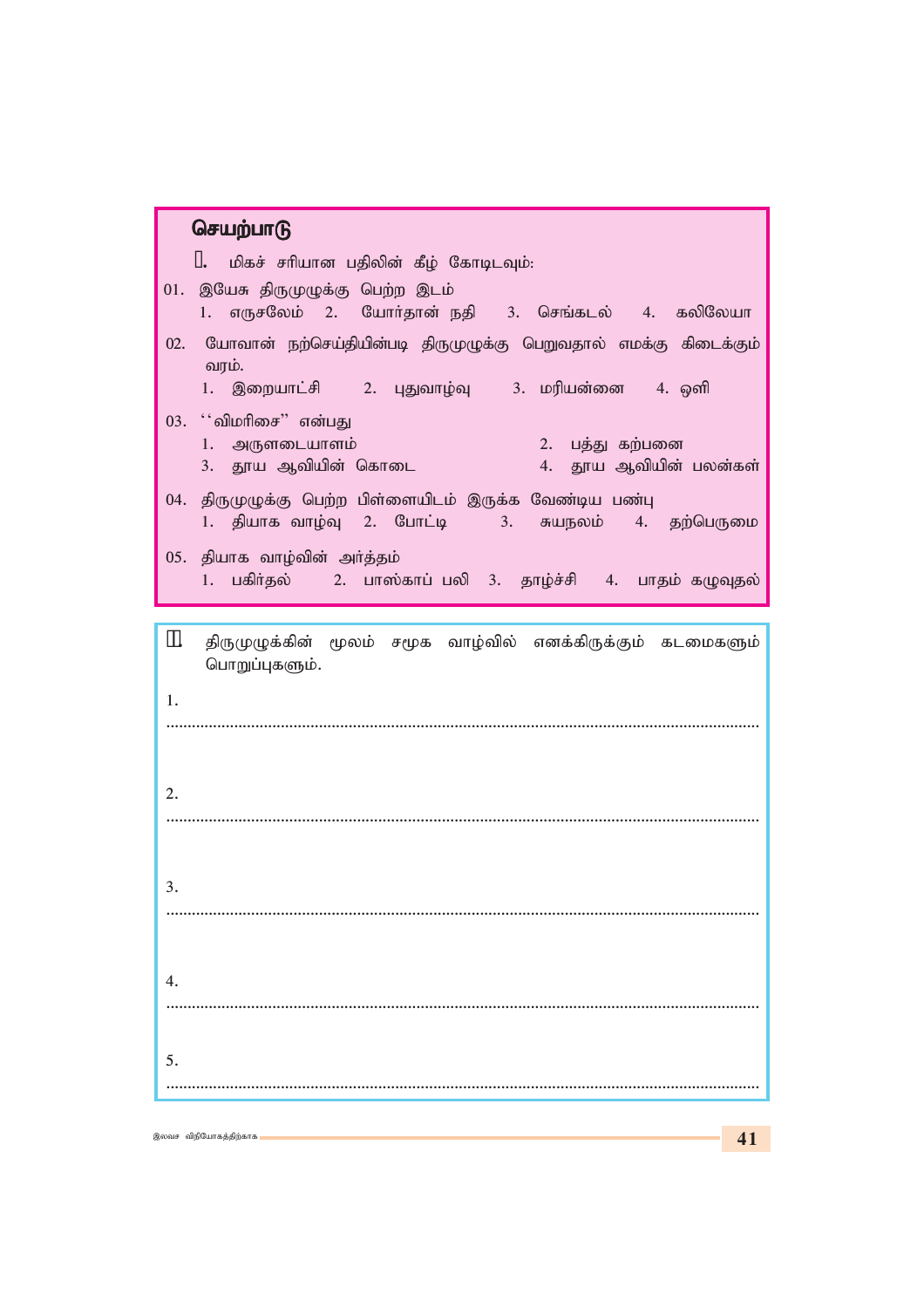## செயற்பாடு

அ. மிகச் சரியான பதிலின் கீழ் கோடிடவும்:

01. இயேசு திருமுழுக்கு பெற்ற இடம்
   1. எருசலேம் 2. யோர்தான் நதி 3. செங்கடல் 4. கலிலேயா

02. யோவான் நற்செய்தியின்படி திருமுழுக்கு பெறுவதால் எமக்கு கிடைக்கும் வரம்.
   1. இறையாட்சி 2. புதுவாழ்வு 3. மரியன்னை 4. ஒளி

03. ''விமரிசை'' என்பது
   1. அருளடையாளம்
   2. பத்து கற்பனை
   3. தூய ஆவியின் கொடை
   4. தூய ஆவியின் பலன்கள்

04. திருமுழுக்கு பெற்ற பிள்ளையிடம் இருக்க வேண்டிய பண்பு
   1. தியாக வாழ்வு 2. போட்டி 3. சுயநலம் 4. தற்பெருமை

05. தியாக வாழ்வின் அர்த்தம்
   1. பகிர்தல் 2. பாஸ்காப் பலி 3. தாழ்ச்சி 4. பாதம் கழுவுதல்

ஆ. திருமுழுக்கின் மூலம் சமூக வாழ்வில் எனக்கிருக்கும் கடமைகளும் பொறுப்புகளும்.

1. ..........................................................................................................................

2. ..........................................................................................................................

3. ..........................................................................................................................

4. ..........................................................................................................................

5. ..........................................................................................................................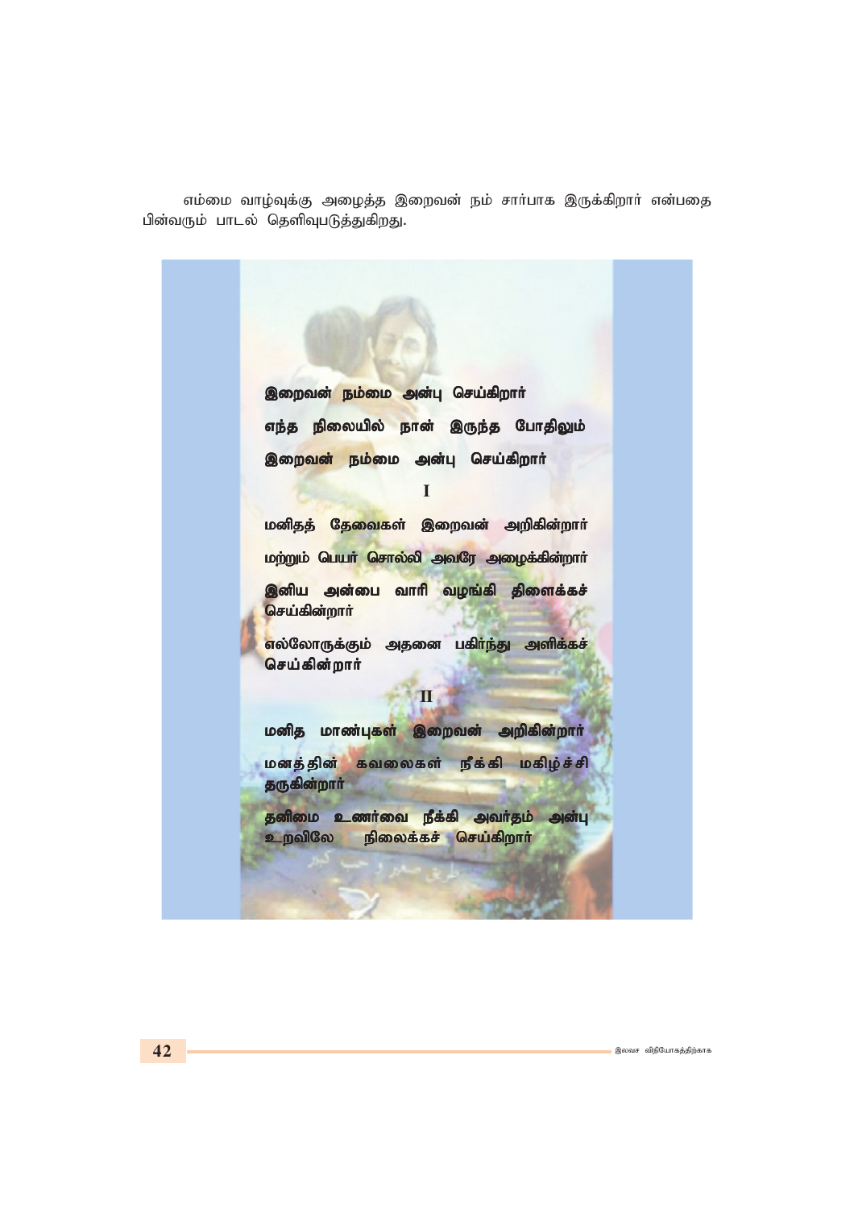எம்மை வாழ்வுக்கு அழைத்த இறைவன் நம் சார்பாக இருக்கிறார் என்பதை பின்வரும் பாடல் தெளிவுபடுத்துகிறது.

**இறைவன் நம்மை அன்பு செய்கிறார்**

**எந்த நிலையில் நான் இருந்த போதிலும்**

**இறைவன் நம்மை அன்பு செய்கிறார்**

**I**

**மனிதத் தேவைகள் இறைவன் அறிகின்றார்**

**மற்றும் பெயர் சொல்லி அவரே அழைக்கின்றார்**

**இனிய அன்பை வாரி வழங்கி திளைக்கச் செய்கின்றார்**

**எல்லோருக்கும் அதனை பகிர்ந்து அளிக்கச் செய்கின்றார்**

**II**

**மனித மாண்புகள் இறைவன் அறிகின்றார்**

**மனத்தின் கவலைகள் நீக்கி மகிழ்ச்சி தருகின்றார்**

**தனிமை உணர்வை நீக்கி அவர்தம் அன்பு உறவிலே நிலைக்கச் செய்கிறார்**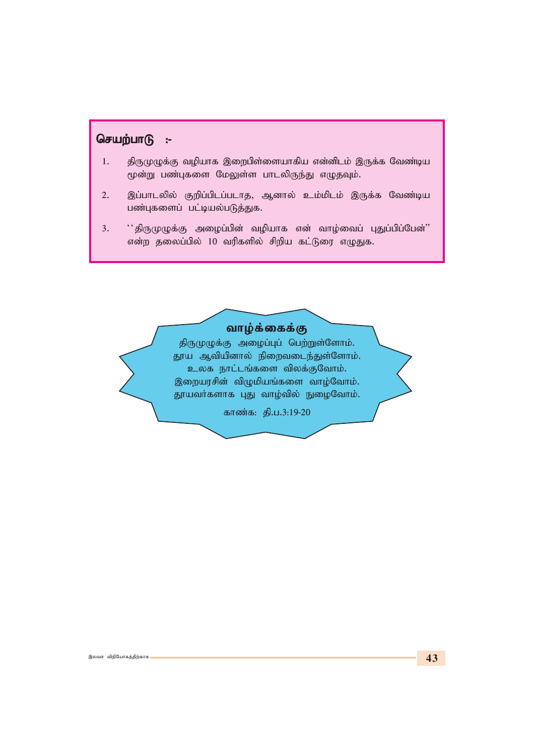## செயற்பாடு :-

1. திருமுழுக்கு வழியாக இறைபிள்ளையாகிய என்னிடம் இருக்க வேண்டிய மூன்று பண்புகளை மேலுள்ள பாடலிருந்து எழுதவும்.
2. இப்பாடலில் குறிப்பிடப்படாத, ஆனால் உம்மிடம் இருக்க வேண்டிய பண்புகளைப் பட்டியல்படுத்துக.
3. ''திருமுழுக்கு அழைப்பின் வழியாக என் வாழ்வைப் புதுப்பிப்பேன்'' என்ற தலைப்பில் 10 வரிகளில் சிறிய கட்டுரை எழுதுக.

### வாழ்க்கைக்கு

திருமுழுக்கு அழைப்புப் பெற்றுள்ளோம்.
தூய ஆவியினால் நிறைவடைந்துள்ளோம்.
உலக நாட்டங்களை விலக்குவோம்.
இறையரசின் விழுமியங்களை வாழ்வோம்.
தூயவர்களாக புது வாழ்வில் நுழைவோம்.

காண்க: தி.ப.3:19-20